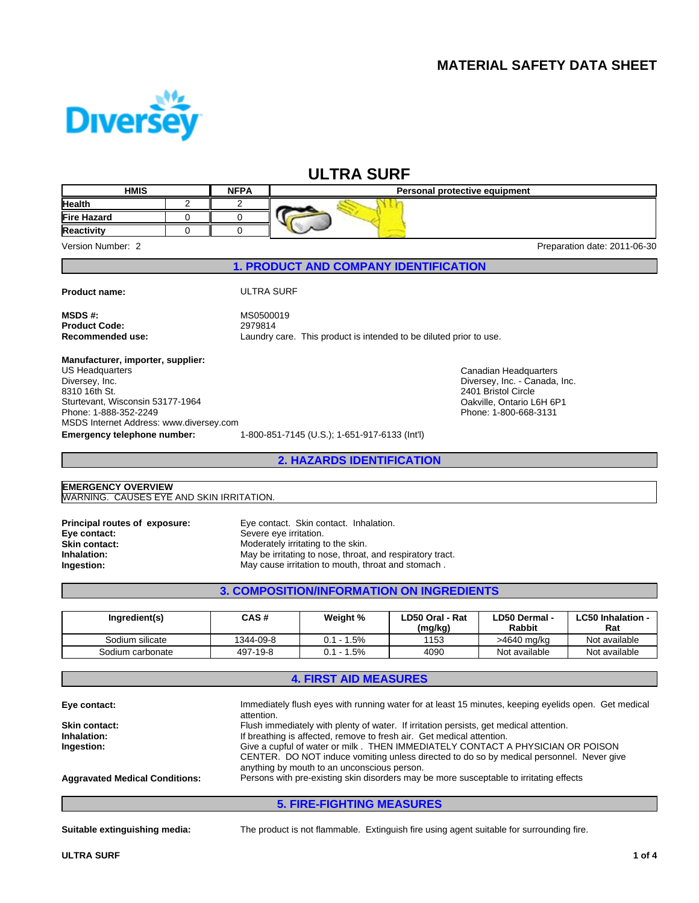# MATERIAL SAFETY DATA SHEET

Diversey

## ULTRA SURF

| HMIS | | NFPA | Personal protective equipment |
|---|---|---|---|
| Health | 2 | 2 | |
| Fire Hazard | 0 | 0 | |
| Reactivity | 0 | 0 | |

Version Number: 2

Preparation date: 2011-06-30

## 1. PRODUCT AND COMPANY IDENTIFICATION

**Product name:** ULTRA SURF

**MSDS #:** MS0500019
**Product Code:** 2979814
**Recommended use:** Laundry care. This product is intended to be diluted prior to use.

**Manufacturer, importer, supplier:**
US Headquarters
Diversey, Inc.
8310 16th St.
Sturtevant, Wisconsin 53177-1964
Phone: 1-888-352-2249
MSDS Internet Address: www.diversey.com

Canadian Headquarters
Diversey, Inc. - Canada, Inc.
2401 Bristol Circle
Oakville, Ontario L6H 6P1
Phone: 1-800-668-3131

**Emergency telephone number:** 1-800-851-7145 (U.S.); 1-651-917-6133 (Int'l)

## 2. HAZARDS IDENTIFICATION

**EMERGENCY OVERVIEW**
WARNING. CAUSES EYE AND SKIN IRRITATION.

**Principal routes of exposure:** Eye contact. Skin contact. Inhalation.
**Eye contact:** Severe eye irritation.
**Skin contact:** Moderately irritating to the skin.
**Inhalation:** May be irritating to nose, throat, and respiratory tract.
**Ingestion:** May cause irritation to mouth, throat and stomach .

## 3. COMPOSITION/INFORMATION ON INGREDIENTS

| Ingredient(s) | CAS # | Weight % | LD50 Oral - Rat (mg/kg) | LD50 Dermal - Rabbit | LC50 Inhalation - Rat |
|---|---|---|---|---|---|
| Sodium silicate | 1344-09-8 | 0.1 - 1.5% | 1153 | >4640 mg/kg | Not available |
| Sodium carbonate | 497-19-8 | 0.1 - 1.5% | 4090 | Not available | Not available |

## 4. FIRST AID MEASURES

**Eye contact:** Immediately flush eyes with running water for at least 15 minutes, keeping eyelids open. Get medical attention.
**Skin contact:** Flush immediately with plenty of water. If irritation persists, get medical attention.
**Inhalation:** If breathing is affected, remove to fresh air. Get medical attention.
**Ingestion:** Give a cupful of water or milk . THEN IMMEDIATELY CONTACT A PHYSICIAN OR POISON CENTER. DO NOT induce vomiting unless directed to do so by medical personnel. Never give anything by mouth to an unconscious person.
**Aggravated Medical Conditions:** Persons with pre-existing skin disorders may be more susceptable to irritating effects

## 5. FIRE-FIGHTING MEASURES

**Suitable extinguishing media:** The product is not flammable. Extinguish fire using agent suitable for surrounding fire.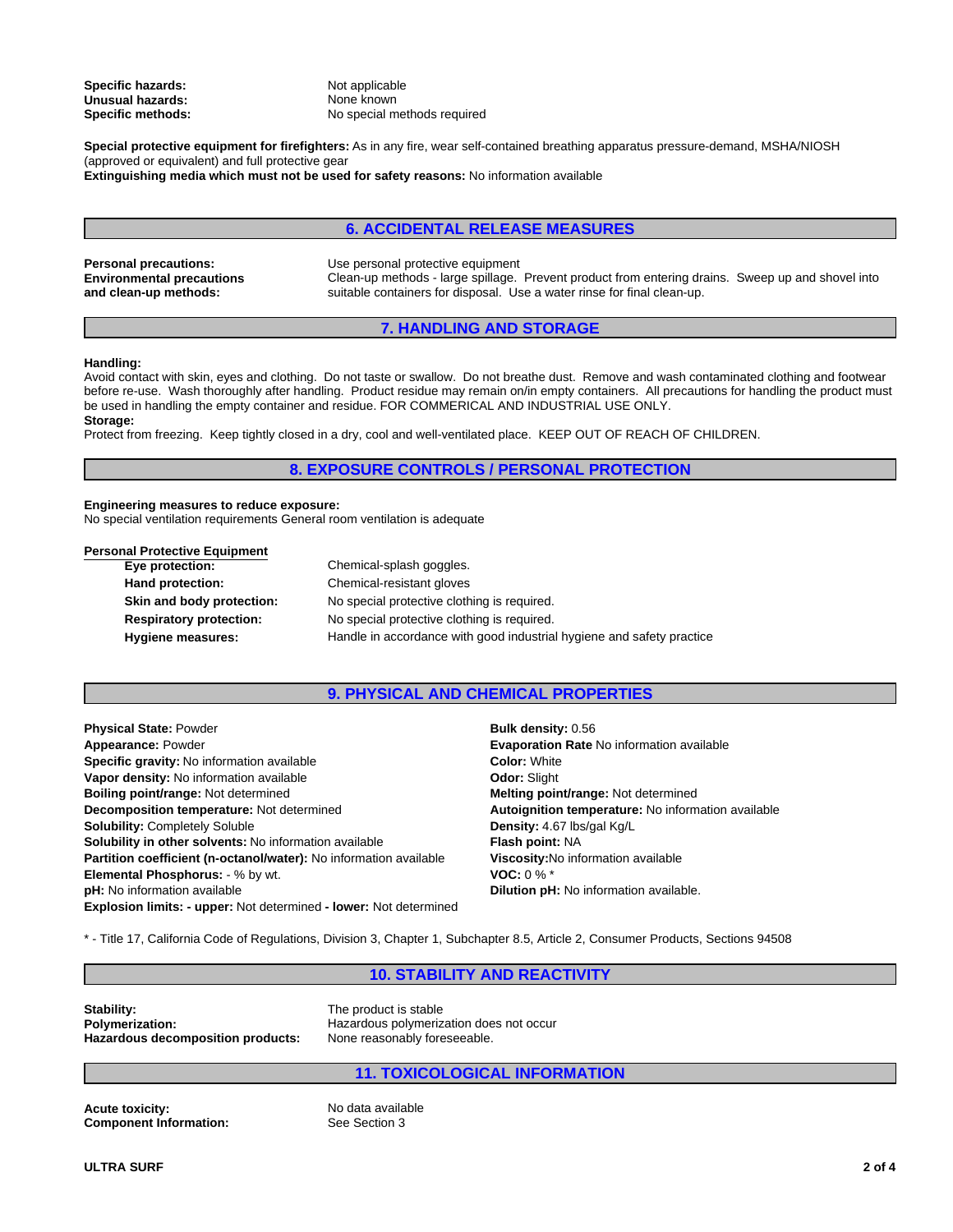**Specific hazards:** Not applicable
**Unusual hazards:** None known
**Specific methods:** No special methods required

**Special protective equipment for firefighters:** As in any fire, wear self-contained breathing apparatus pressure-demand, MSHA/NIOSH (approved or equivalent) and full protective gear
**Extinguishing media which must not be used for safety reasons:** No information available

## 6. ACCIDENTAL RELEASE MEASURES

**Personal precautions:** Use personal protective equipment
**Environmental precautions and clean-up methods:** Clean-up methods - large spillage. Prevent product from entering drains. Sweep up and shovel into suitable containers for disposal. Use a water rinse for final clean-up.

## 7. HANDLING AND STORAGE

**Handling:**
Avoid contact with skin, eyes and clothing. Do not taste or swallow. Do not breathe dust. Remove and wash contaminated clothing and footwear before re-use. Wash thoroughly after handling. Product residue may remain on/in empty containers. All precautions for handling the product must be used in handling the empty container and residue. FOR COMMERICAL AND INDUSTRIAL USE ONLY.
**Storage:**
Protect from freezing. Keep tightly closed in a dry, cool and well-ventilated place. KEEP OUT OF REACH OF CHILDREN.

## 8. EXPOSURE CONTROLS / PERSONAL PROTECTION

**Engineering measures to reduce exposure:**
No special ventilation requirements General room ventilation is adequate

**Personal Protective Equipment**

**Eye protection:** Chemical-splash goggles.
**Hand protection:** Chemical-resistant gloves
**Skin and body protection:** No special protective clothing is required.
**Respiratory protection:** No special protective clothing is required.
**Hygiene measures:** Handle in accordance with good industrial hygiene and safety practice

## 9. PHYSICAL AND CHEMICAL PROPERTIES

**Physical State:** Powder
**Appearance:** Powder
**Specific gravity:** No information available
**Vapor density:** No information available
**Boiling point/range:** Not determined
**Decomposition temperature:** Not determined
**Solubility:** Completely Soluble
**Solubility in other solvents:** No information available
**Partition coefficient (n-octanol/water):** No information available
**Elemental Phosphorus:** - % by wt.
**pH:** No information available
**Explosion limits: - upper:** Not determined **- lower:** Not determined

**Bulk density:** 0.56
**Evaporation Rate** No information available
**Color:** White
**Odor:** Slight
**Melting point/range:** Not determined
**Autoignition temperature:** No information available
**Density:** 4.67 lbs/gal Kg/L
**Flash point:** NA
**Viscosity:**No information available
**VOC:** 0 % *
**Dilution pH:** No information available.

* - Title 17, California Code of Regulations, Division 3, Chapter 1, Subchapter 8.5, Article 2, Consumer Products, Sections 94508

## 10. STABILITY AND REACTIVITY

**Stability:** The product is stable
**Polymerization:** Hazardous polymerization does not occur
**Hazardous decomposition products:** None reasonably foreseeable.

## 11. TOXICOLOGICAL INFORMATION

**Acute toxicity:** No data available
**Component Information:** See Section 3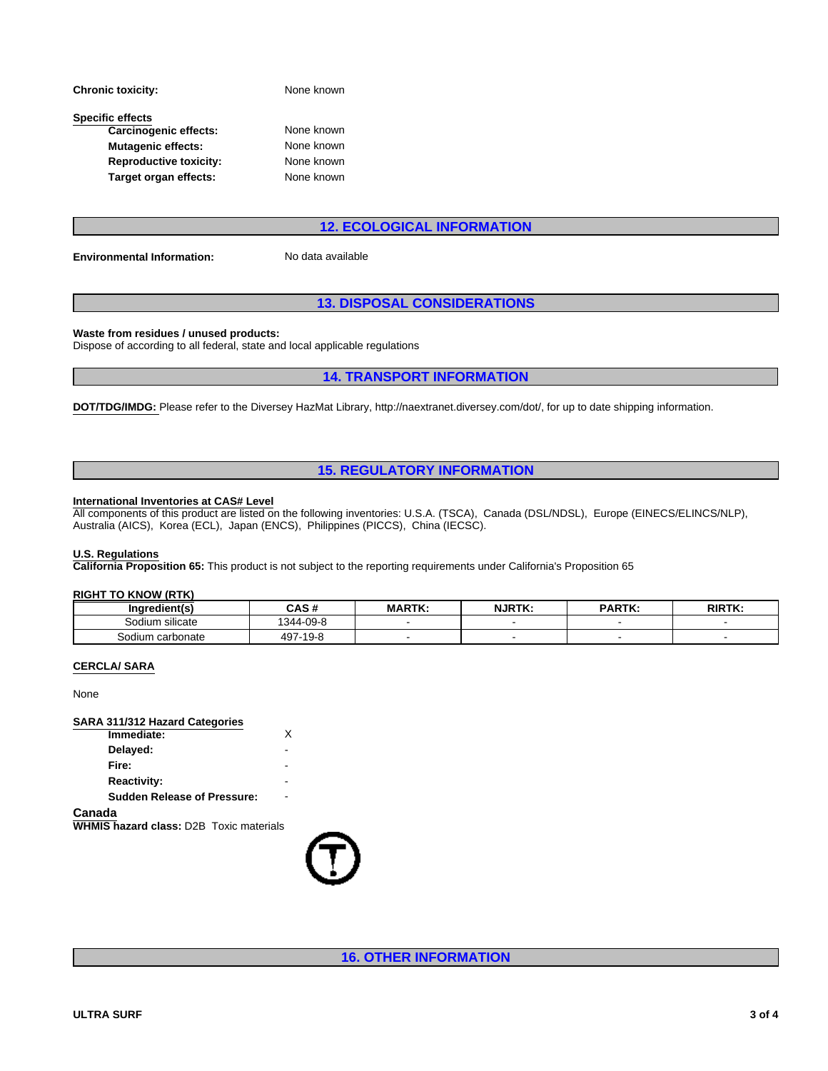**Chronic toxicity:** None known

Specific effects

- **Carcinogenic effects:** None known
- **Mutagenic effects:** None known
- **Reproductive toxicity:** None known
- **Target organ effects:** None known

## 12. ECOLOGICAL INFORMATION

**Environmental Information:** No data available

## 13. DISPOSAL CONSIDERATIONS

**Waste from residues / unused products:**
Dispose of according to all federal, state and local applicable regulations

## 14. TRANSPORT INFORMATION

**DOT/TDG/IMDG:** Please refer to the Diversey HazMat Library, http://naextranet.diversey.com/dot/, for up to date shipping information.

## 15. REGULATORY INFORMATION

**International Inventories at CAS# Level**
All components of this product are listed on the following inventories: U.S.A. (TSCA), Canada (DSL/NDSL), Europe (EINECS/ELINCS/NLP), Australia (AICS), Korea (ECL), Japan (ENCS), Philippines (PICCS), China (IECSC).

**U.S. Regulations**
**California Proposition 65:** This product is not subject to the reporting requirements under California's Proposition 65

**RIGHT TO KNOW (RTK)**

| Ingredient(s) | CAS # | MARTK: | NJRTK: | PARTK: | RIRTK: |
|---|---|---|---|---|---|
| Sodium silicate | 1344-09-8 | - | - | - | - |
| Sodium carbonate | 497-19-8 | - | - | - | - |

**CERCLA/ SARA**

None

**SARA 311/312 Hazard Categories**

- **Immediate:** X
- **Delayed:** -
- **Fire:** -
- **Reactivity:** -
- **Sudden Release of Pressure:** -

**Canada**
**WHMIS hazard class:** D2B Toxic materials

## 16. OTHER INFORMATION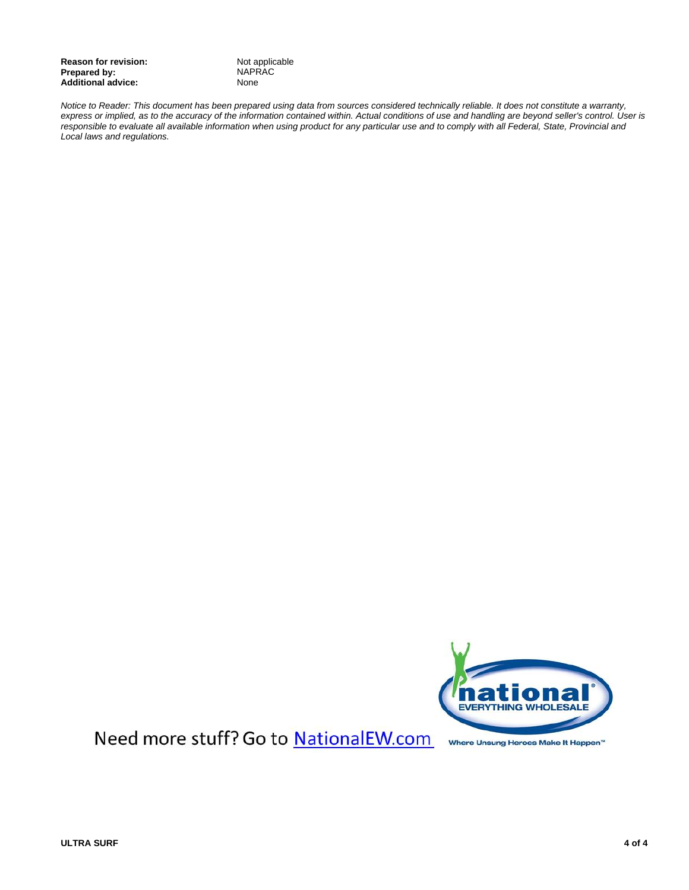| | |
|---|---|
| **Reason for revision:** | Not applicable |
| **Prepared by:** | NAPRAC |
| **Additional advice:** | None |

*Notice to Reader: This document has been prepared using data from sources considered technically reliable. It does not constitute a warranty, express or implied, as to the accuracy of the information contained within. Actual conditions of use and handling are beyond seller's control. User is responsible to evaluate all available information when using product for any particular use and to comply with all Federal, State, Provincial and Local laws and regulations.*

Need more stuff? Go to NationalEW.com

national® EVERYTHING WHOLESALE

Where Unsung Heroes Make It Happen™